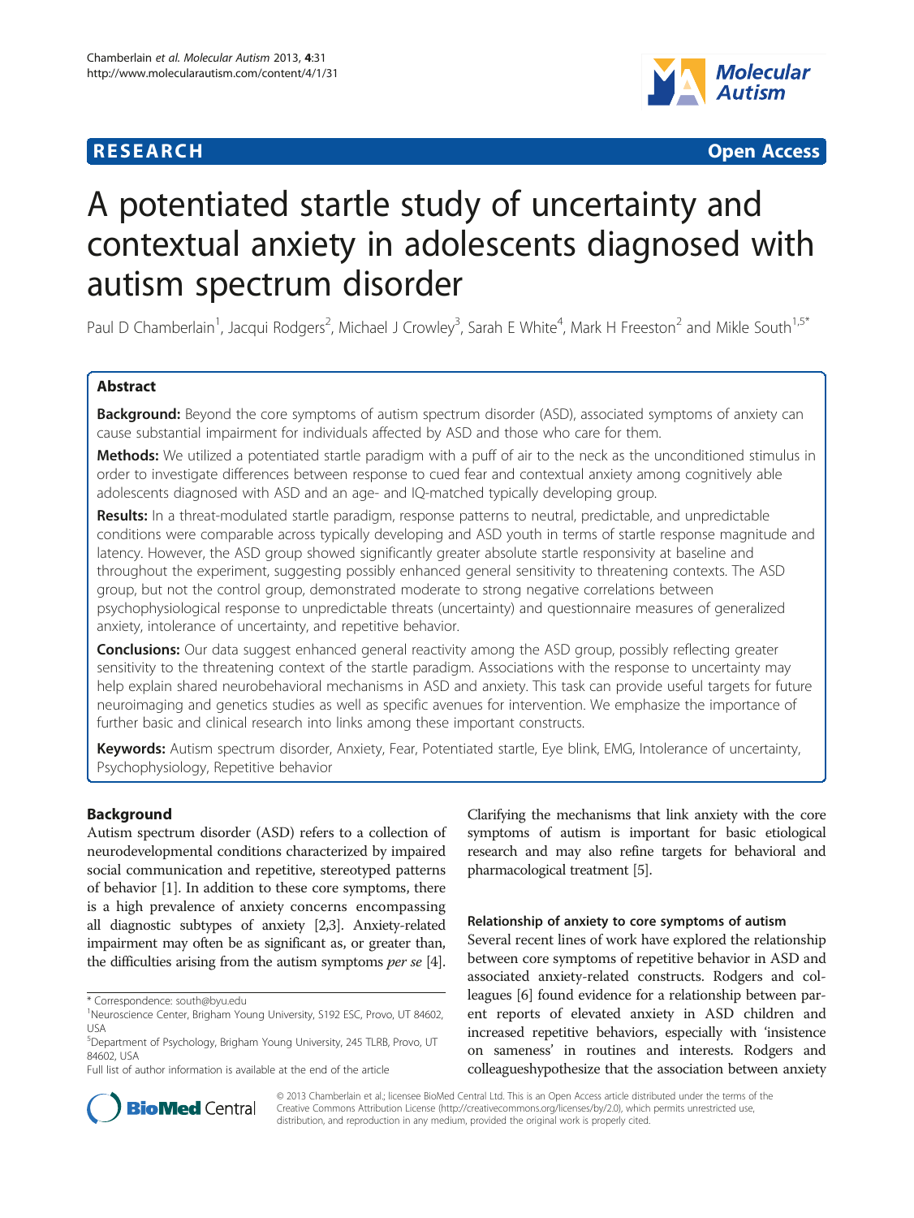**RESEARCH** **Open Access**

# A potentiated startle study of uncertainty and contextual anxiety in adolescents diagnosed with autism spectrum disorder

Paul D Chamberlain[1], Jacqui Rodgers[2], Michael J Crowley[3], Sarah E White[4], Mark H Freeston[2] and Mikle South[1,5*]

## Abstract

**Background:** Beyond the core symptoms of autism spectrum disorder (ASD), associated symptoms of anxiety can cause substantial impairment for individuals affected by ASD and those who care for them.

**Methods:** We utilized a potentiated startle paradigm with a puff of air to the neck as the unconditioned stimulus in order to investigate differences between response to cued fear and contextual anxiety among cognitively able adolescents diagnosed with ASD and an age- and IQ-matched typically developing group.

**Results:** In a threat-modulated startle paradigm, response patterns to neutral, predictable, and unpredictable conditions were comparable across typically developing and ASD youth in terms of startle response magnitude and latency. However, the ASD group showed significantly greater absolute startle responsivity at baseline and throughout the experiment, suggesting possibly enhanced general sensitivity to threatening contexts. The ASD group, but not the control group, demonstrated moderate to strong negative correlations between psychophysiological response to unpredictable threats (uncertainty) and questionnaire measures of generalized anxiety, intolerance of uncertainty, and repetitive behavior.

**Conclusions:** Our data suggest enhanced general reactivity among the ASD group, possibly reflecting greater sensitivity to the threatening context of the startle paradigm. Associations with the response to uncertainty may help explain shared neurobehavioral mechanisms in ASD and anxiety. This task can provide useful targets for future neuroimaging and genetics studies as well as specific avenues for intervention. We emphasize the importance of further basic and clinical research into links among these important constructs.

**Keywords:** Autism spectrum disorder, Anxiety, Fear, Potentiated startle, Eye blink, EMG, Intolerance of uncertainty, Psychophysiology, Repetitive behavior

## Background

Autism spectrum disorder (ASD) refers to a collection of neurodevelopmental conditions characterized by impaired social communication and repetitive, stereotyped patterns of behavior [1]. In addition to these core symptoms, there is a high prevalence of anxiety concerns encompassing all diagnostic subtypes of anxiety [2,3]. Anxiety-related impairment may often be as significant as, or greater than, the difficulties arising from the autism symptoms *per se* [4]. Clarifying the mechanisms that link anxiety with the core symptoms of autism is important for basic etiological research and may also refine targets for behavioral and pharmacological treatment [5].

### Relationship of anxiety to core symptoms of autism

Several recent lines of work have explored the relationship between core symptoms of repetitive behavior in ASD and associated anxiety-related constructs. Rodgers and colleagues [6] found evidence for a relationship between parent reports of elevated anxiety in ASD children and increased repetitive behaviors, especially with 'insistence on sameness' in routines and interests. Rodgers and colleagueshypothesize that the association between anxiety

\* Correspondence: south@byu.edu
[1]Neuroscience Center, Brigham Young University, S192 ESC, Provo, UT 84602, USA
[5]Department of Psychology, Brigham Young University, 245 TLRB, Provo, UT 84602, USA
Full list of author information is available at the end of the article

© 2013 Chamberlain et al.; licensee BioMed Central Ltd. This is an Open Access article distributed under the terms of the Creative Commons Attribution License (http://creativecommons.org/licenses/by/2.0), which permits unrestricted use, distribution, and reproduction in any medium, provided the original work is properly cited.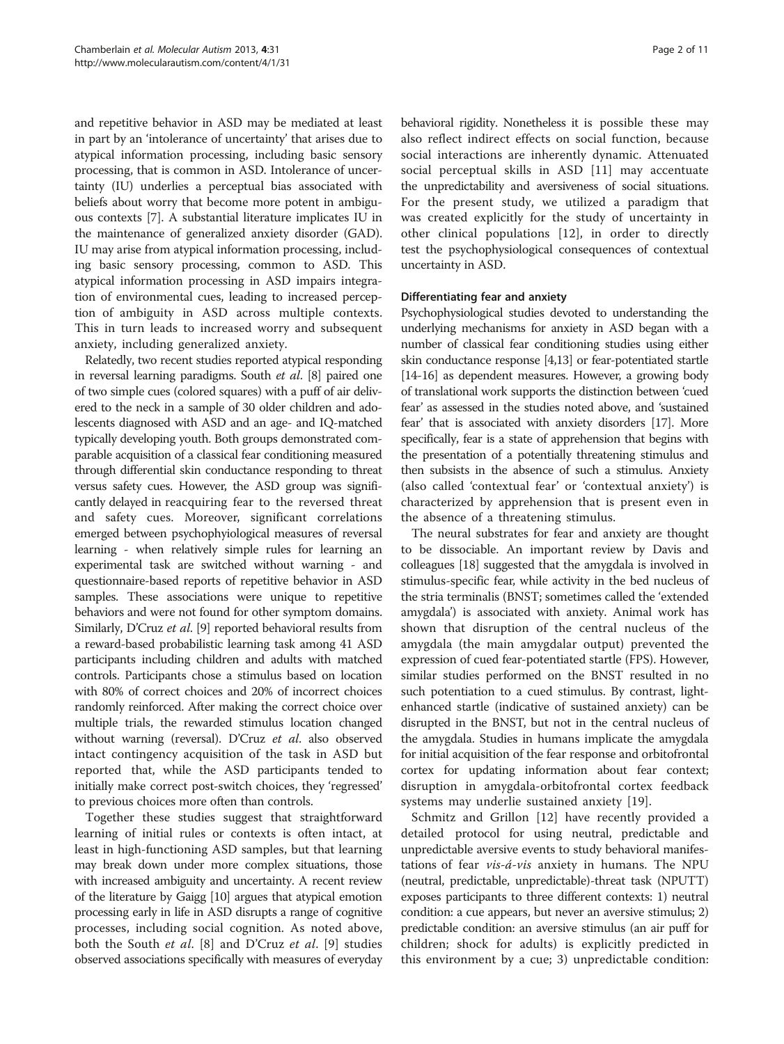and repetitive behavior in ASD may be mediated at least in part by an 'intolerance of uncertainty' that arises due to atypical information processing, including basic sensory processing, that is common in ASD. Intolerance of uncertainty (IU) underlies a perceptual bias associated with beliefs about worry that become more potent in ambiguous contexts [7]. A substantial literature implicates IU in the maintenance of generalized anxiety disorder (GAD). IU may arise from atypical information processing, including basic sensory processing, common to ASD. This atypical information processing in ASD impairs integration of environmental cues, leading to increased perception of ambiguity in ASD across multiple contexts. This in turn leads to increased worry and subsequent anxiety, including generalized anxiety.

Relatedly, two recent studies reported atypical responding in reversal learning paradigms. South *et al.* [8] paired one of two simple cues (colored squares) with a puff of air delivered to the neck in a sample of 30 older children and adolescents diagnosed with ASD and an age- and IQ-matched typically developing youth. Both groups demonstrated comparable acquisition of a classical fear conditioning measured through differential skin conductance responding to threat versus safety cues. However, the ASD group was significantly delayed in reacquiring fear to the reversed threat and safety cues. Moreover, significant correlations emerged between psychophyiological measures of reversal learning - when relatively simple rules for learning an experimental task are switched without warning - and questionnaire-based reports of repetitive behavior in ASD samples. These associations were unique to repetitive behaviors and were not found for other symptom domains. Similarly, D'Cruz *et al.* [9] reported behavioral results from a reward-based probabilistic learning task among 41 ASD participants including children and adults with matched controls. Participants chose a stimulus based on location with 80% of correct choices and 20% of incorrect choices randomly reinforced. After making the correct choice over multiple trials, the rewarded stimulus location changed without warning (reversal). D'Cruz *et al.* also observed intact contingency acquisition of the task in ASD but reported that, while the ASD participants tended to initially make correct post-switch choices, they 'regressed' to previous choices more often than controls.

Together these studies suggest that straightforward learning of initial rules or contexts is often intact, at least in high-functioning ASD samples, but that learning may break down under more complex situations, those with increased ambiguity and uncertainty. A recent review of the literature by Gaigg [10] argues that atypical emotion processing early in life in ASD disrupts a range of cognitive processes, including social cognition. As noted above, both the South *et al.* [8] and D'Cruz *et al.* [9] studies observed associations specifically with measures of everyday behavioral rigidity. Nonetheless it is possible these may also reflect indirect effects on social function, because social interactions are inherently dynamic. Attenuated social perceptual skills in ASD [11] may accentuate the unpredictability and aversiveness of social situations. For the present study, we utilized a paradigm that was created explicitly for the study of uncertainty in other clinical populations [12], in order to directly test the psychophysiological consequences of contextual uncertainty in ASD.

### Differentiating fear and anxiety

Psychophysiological studies devoted to understanding the underlying mechanisms for anxiety in ASD began with a number of classical fear conditioning studies using either skin conductance response [4,13] or fear-potentiated startle [14-16] as dependent measures. However, a growing body of translational work supports the distinction between 'cued fear' as assessed in the studies noted above, and 'sustained fear' that is associated with anxiety disorders [17]. More specifically, fear is a state of apprehension that begins with the presentation of a potentially threatening stimulus and then subsists in the absence of such a stimulus. Anxiety (also called 'contextual fear' or 'contextual anxiety') is characterized by apprehension that is present even in the absence of a threatening stimulus.

The neural substrates for fear and anxiety are thought to be dissociable. An important review by Davis and colleagues [18] suggested that the amygdala is involved in stimulus-specific fear, while activity in the bed nucleus of the stria terminalis (BNST; sometimes called the 'extended amygdala') is associated with anxiety. Animal work has shown that disruption of the central nucleus of the amygdala (the main amygdalar output) prevented the expression of cued fear-potentiated startle (FPS). However, similar studies performed on the BNST resulted in no such potentiation to a cued stimulus. By contrast, light-enhanced startle (indicative of sustained anxiety) can be disrupted in the BNST, but not in the central nucleus of the amygdala. Studies in humans implicate the amygdala for initial acquisition of the fear response and orbitofrontal cortex for updating information about fear context; disruption in amygdala-orbitofrontal cortex feedback systems may underlie sustained anxiety [19].

Schmitz and Grillon [12] have recently provided a detailed protocol for using neutral, predictable and unpredictable aversive events to study behavioral manifestations of fear *vis-á-vis* anxiety in humans. The NPU (neutral, predictable, unpredictable)-threat task (NPUTT) exposes participants to three different contexts: 1) neutral condition: a cue appears, but never an aversive stimulus; 2) predictable condition: an aversive stimulus (an air puff for children; shock for adults) is explicitly predicted in this environment by a cue; 3) unpredictable condition: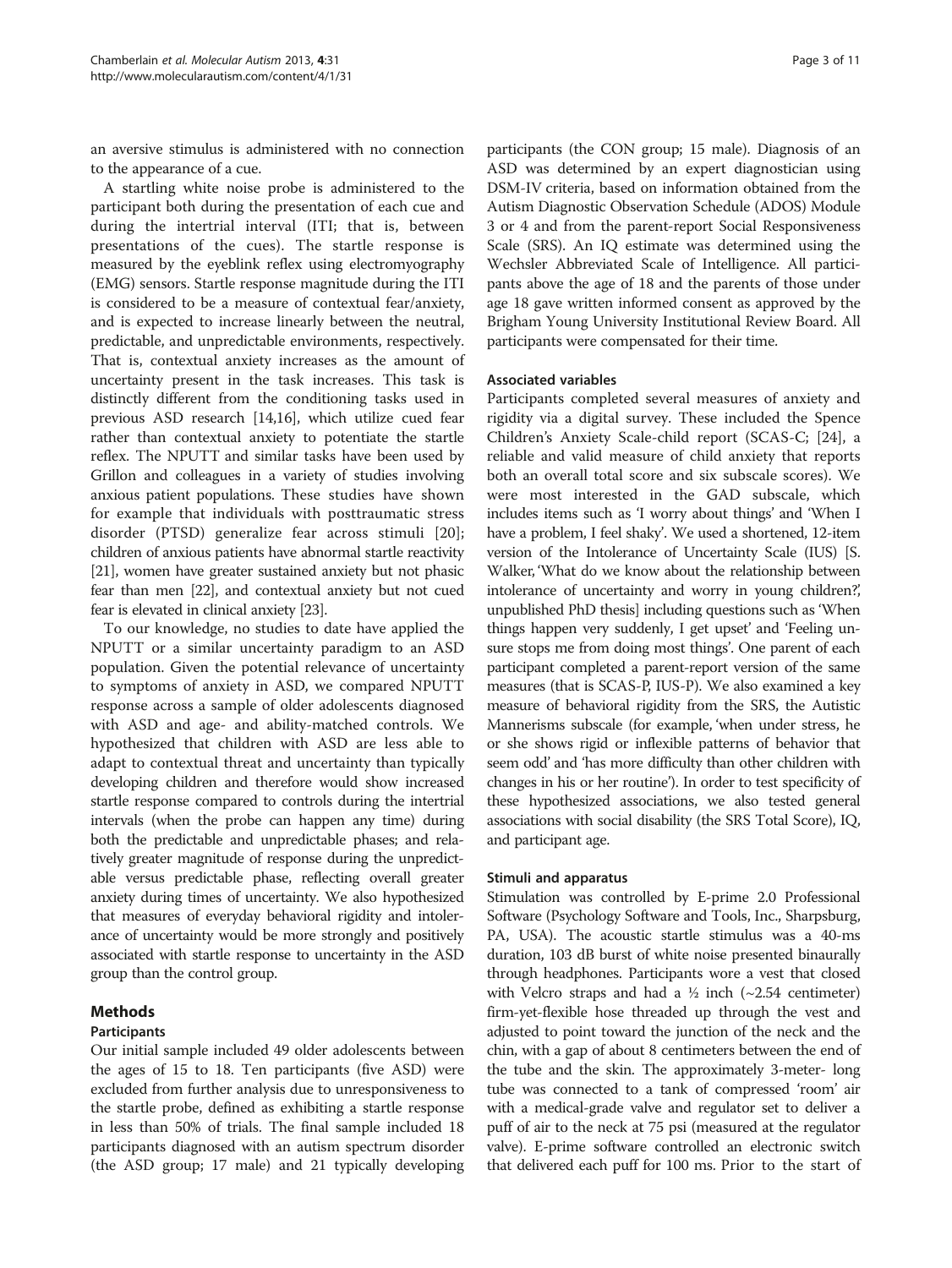an aversive stimulus is administered with no connection to the appearance of a cue.

A startling white noise probe is administered to the participant both during the presentation of each cue and during the intertrial interval (ITI; that is, between presentations of the cues). The startle response is measured by the eyeblink reflex using electromyography (EMG) sensors. Startle response magnitude during the ITI is considered to be a measure of contextual fear/anxiety, and is expected to increase linearly between the neutral, predictable, and unpredictable environments, respectively. That is, contextual anxiety increases as the amount of uncertainty present in the task increases. This task is distinctly different from the conditioning tasks used in previous ASD research [14,16], which utilize cued fear rather than contextual anxiety to potentiate the startle reflex. The NPUTT and similar tasks have been used by Grillon and colleagues in a variety of studies involving anxious patient populations. These studies have shown for example that individuals with posttraumatic stress disorder (PTSD) generalize fear across stimuli [20]; children of anxious patients have abnormal startle reactivity [21], women have greater sustained anxiety but not phasic fear than men [22], and contextual anxiety but not cued fear is elevated in clinical anxiety [23].

To our knowledge, no studies to date have applied the NPUTT or a similar uncertainty paradigm to an ASD population. Given the potential relevance of uncertainty to symptoms of anxiety in ASD, we compared NPUTT response across a sample of older adolescents diagnosed with ASD and age- and ability-matched controls. We hypothesized that children with ASD are less able to adapt to contextual threat and uncertainty than typically developing children and therefore would show increased startle response compared to controls during the intertrial intervals (when the probe can happen any time) during both the predictable and unpredictable phases; and relatively greater magnitude of response during the unpredictable versus predictable phase, reflecting overall greater anxiety during times of uncertainty. We also hypothesized that measures of everyday behavioral rigidity and intolerance of uncertainty would be more strongly and positively associated with startle response to uncertainty in the ASD group than the control group.

## Methods

### Participants

Our initial sample included 49 older adolescents between the ages of 15 to 18. Ten participants (five ASD) were excluded from further analysis due to unresponsiveness to the startle probe, defined as exhibiting a startle response in less than 50% of trials. The final sample included 18 participants diagnosed with an autism spectrum disorder (the ASD group; 17 male) and 21 typically developing participants (the CON group; 15 male). Diagnosis of an ASD was determined by an expert diagnostician using DSM-IV criteria, based on information obtained from the Autism Diagnostic Observation Schedule (ADOS) Module 3 or 4 and from the parent-report Social Responsiveness Scale (SRS). An IQ estimate was determined using the Wechsler Abbreviated Scale of Intelligence. All participants above the age of 18 and the parents of those under age 18 gave written informed consent as approved by the Brigham Young University Institutional Review Board. All participants were compensated for their time.

### Associated variables

Participants completed several measures of anxiety and rigidity via a digital survey. These included the Spence Children's Anxiety Scale-child report (SCAS-C; [24], a reliable and valid measure of child anxiety that reports both an overall total score and six subscale scores). We were most interested in the GAD subscale, which includes items such as 'I worry about things' and 'When I have a problem, I feel shaky'. We used a shortened, 12-item version of the Intolerance of Uncertainty Scale (IUS) [S. Walker, 'What do we know about the relationship between intolerance of uncertainty and worry in young children?', unpublished PhD thesis] including questions such as 'When things happen very suddenly, I get upset' and 'Feeling unsure stops me from doing most things'. One parent of each participant completed a parent-report version of the same measures (that is SCAS-P, IUS-P). We also examined a key measure of behavioral rigidity from the SRS, the Autistic Mannerisms subscale (for example, 'when under stress, he or she shows rigid or inflexible patterns of behavior that seem odd' and 'has more difficulty than other children with changes in his or her routine'). In order to test specificity of these hypothesized associations, we also tested general associations with social disability (the SRS Total Score), IQ, and participant age.

### Stimuli and apparatus

Stimulation was controlled by E-prime 2.0 Professional Software (Psychology Software and Tools, Inc., Sharpsburg, PA, USA). The acoustic startle stimulus was a 40-ms duration, 103 dB burst of white noise presented binaurally through headphones. Participants wore a vest that closed with Velcro straps and had a ½ inch (~2.54 centimeter) firm-yet-flexible hose threaded up through the vest and adjusted to point toward the junction of the neck and the chin, with a gap of about 8 centimeters between the end of the tube and the skin. The approximately 3-meter- long tube was connected to a tank of compressed 'room' air with a medical-grade valve and regulator set to deliver a puff of air to the neck at 75 psi (measured at the regulator valve). E-prime software controlled an electronic switch that delivered each puff for 100 ms. Prior to the start of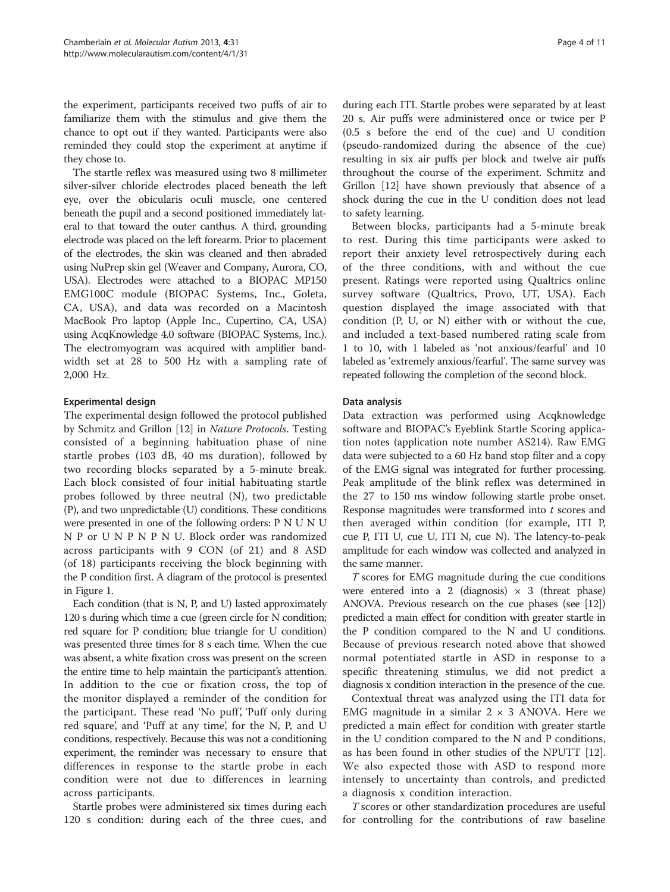the experiment, participants received two puffs of air to familiarize them with the stimulus and give them the chance to opt out if they wanted. Participants were also reminded they could stop the experiment at anytime if they chose to.

The startle reflex was measured using two 8 millimeter silver-silver chloride electrodes placed beneath the left eye, over the obicularis oculi muscle, one centered beneath the pupil and a second positioned immediately lateral to that toward the outer canthus. A third, grounding electrode was placed on the left forearm. Prior to placement of the electrodes, the skin was cleaned and then abraded using NuPrep skin gel (Weaver and Company, Aurora, CO, USA). Electrodes were attached to a BIOPAC MP150 EMG100C module (BIOPAC Systems, Inc., Goleta, CA, USA), and data was recorded on a Macintosh MacBook Pro laptop (Apple Inc., Cupertino, CA, USA) using AcqKnowledge 4.0 software (BIOPAC Systems, Inc.). The electromyogram was acquired with amplifier bandwidth set at 28 to 500 Hz with a sampling rate of 2,000 Hz.

#### Experimental design

The experimental design followed the protocol published by Schmitz and Grillon [12] in *Nature Protocols*. Testing consisted of a beginning habituation phase of nine startle probes (103 dB, 40 ms duration), followed by two recording blocks separated by a 5-minute break. Each block consisted of four initial habituating startle probes followed by three neutral (N), two predictable (P), and two unpredictable (U) conditions. These conditions were presented in one of the following orders: P N U N U N P or U N P N P N U. Block order was randomized across participants with 9 CON (of 21) and 8 ASD (of 18) participants receiving the block beginning with the P condition first. A diagram of the protocol is presented in Figure 1.

Each condition (that is N, P, and U) lasted approximately 120 s during which time a cue (green circle for N condition; red square for P condition; blue triangle for U condition) was presented three times for 8 s each time. When the cue was absent, a white fixation cross was present on the screen the entire time to help maintain the participant's attention. In addition to the cue or fixation cross, the top of the monitor displayed a reminder of the condition for the participant. These read 'No puff', 'Puff only during red square', and 'Puff at any time', for the N, P, and U conditions, respectively. Because this was not a conditioning experiment, the reminder was necessary to ensure that differences in response to the startle probe in each condition were not due to differences in learning across participants.

Startle probes were administered six times during each 120 s condition: during each of the three cues, and during each ITI. Startle probes were separated by at least 20 s. Air puffs were administered once or twice per P (0.5 s before the end of the cue) and U condition (pseudo-randomized during the absence of the cue) resulting in six air puffs per block and twelve air puffs throughout the course of the experiment. Schmitz and Grillon [12] have shown previously that absence of a shock during the cue in the U condition does not lead to safety learning.

Between blocks, participants had a 5-minute break to rest. During this time participants were asked to report their anxiety level retrospectively during each of the three conditions, with and without the cue present. Ratings were reported using Qualtrics online survey software (Qualtrics, Provo, UT, USA). Each question displayed the image associated with that condition (P, U, or N) either with or without the cue, and included a text-based numbered rating scale from 1 to 10, with 1 labeled as 'not anxious/fearful' and 10 labeled as 'extremely anxious/fearful'. The same survey was repeated following the completion of the second block.

#### Data analysis

Data extraction was performed using Acqknowledge software and BIOPAC's Eyeblink Startle Scoring application notes (application note number AS214). Raw EMG data were subjected to a 60 Hz band stop filter and a copy of the EMG signal was integrated for further processing. Peak amplitude of the blink reflex was determined in the 27 to 150 ms window following startle probe onset. Response magnitudes were transformed into $t$ scores and then averaged within condition (for example, ITI P, cue P, ITI U, cue U, ITI N, cue N). The latency-to-peak amplitude for each window was collected and analyzed in the same manner.

$T$ scores for EMG magnitude during the cue conditions were entered into a 2 (diagnosis) $\times$ 3 (threat phase) ANOVA. Previous research on the cue phases (see [12]) predicted a main effect for condition with greater startle in the P condition compared to the N and U conditions. Because of previous research noted above that showed normal potentiated startle in ASD in response to a specific threatening stimulus, we did not predict a diagnosis x condition interaction in the presence of the cue.

Contextual threat was analyzed using the ITI data for EMG magnitude in a similar $2 \times 3$ ANOVA. Here we predicted a main effect for condition with greater startle in the U condition compared to the N and P conditions, as has been found in other studies of the NPUTT [12]. We also expected those with ASD to respond more intensely to uncertainty than controls, and predicted a diagnosis x condition interaction.

$T$ scores or other standardization procedures are useful for controlling for the contributions of raw baseline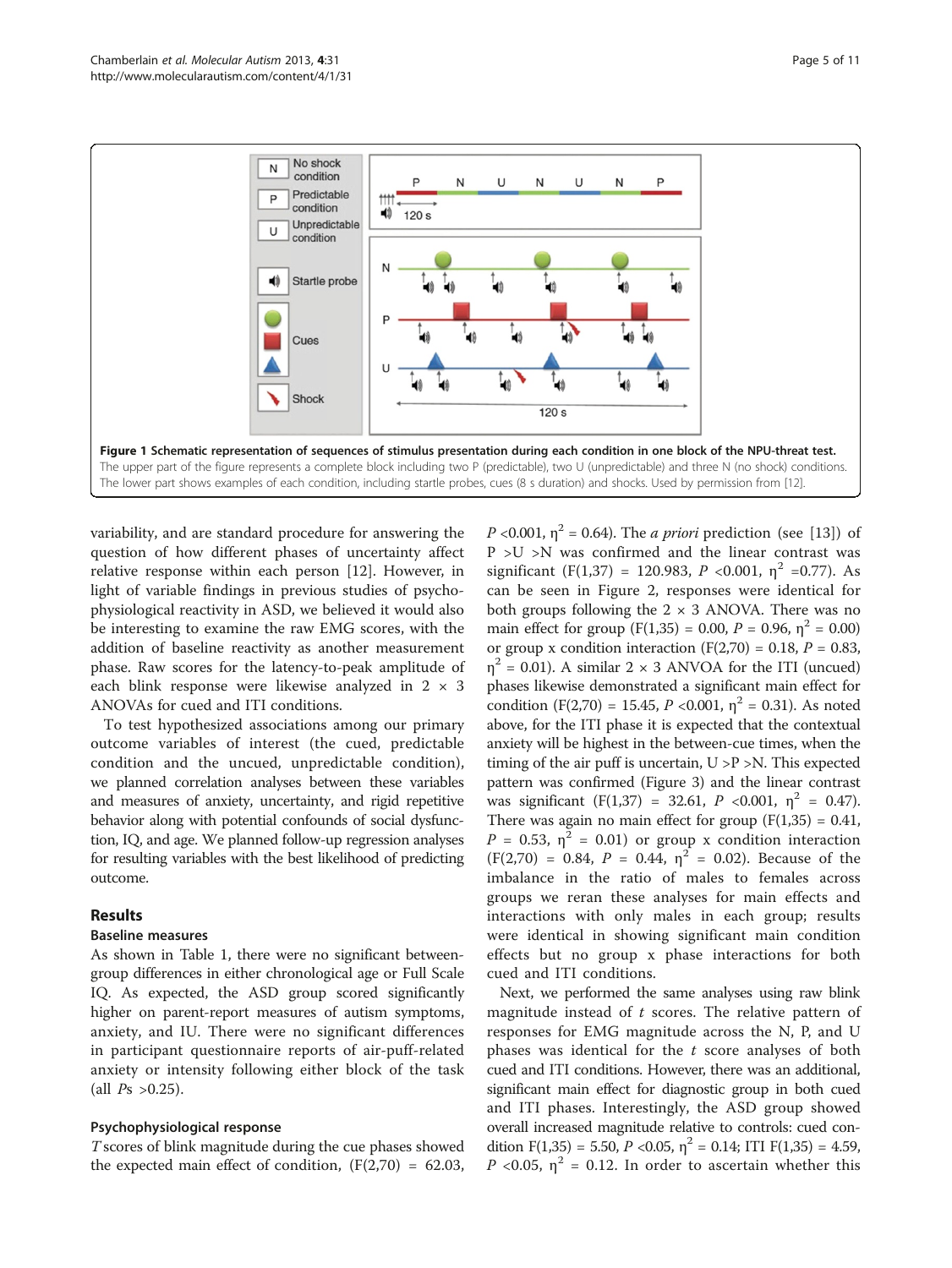**Figure 1 Schematic representation of sequences of stimulus presentation during each condition in one block of the NPU-threat test.** The upper part of the figure represents a complete block including two P (predictable), two U (unpredictable) and three N (no shock) conditions. The lower part shows examples of each condition, including startle probes, cues (8 s duration) and shocks. Used by permission from [12].

variability, and are standard procedure for answering the question of how different phases of uncertainty affect relative response within each person [12]. However, in light of variable findings in previous studies of psychophysiological reactivity in ASD, we believed it would also be interesting to examine the raw EMG scores, with the addition of baseline reactivity as another measurement phase. Raw scores for the latency-to-peak amplitude of each blink response were likewise analyzed in 2 × 3 ANOVAs for cued and ITI conditions.

To test hypothesized associations among our primary outcome variables of interest (the cued, predictable condition and the uncued, unpredictable condition), we planned correlation analyses between these variables and measures of anxiety, uncertainty, and rigid repetitive behavior along with potential confounds of social dysfunction, IQ, and age. We planned follow-up regression analyses for resulting variables with the best likelihood of predicting outcome.

## Results

### Baseline measures

As shown in Table 1, there were no significant between-group differences in either chronological age or Full Scale IQ. As expected, the ASD group scored significantly higher on parent-report measures of autism symptoms, anxiety, and IU. There were no significant differences in participant questionnaire reports of air-puff-related anxiety or intensity following either block of the task (all *P*s >0.25).

### Psychophysiological response

*T* scores of blink magnitude during the cue phases showed the expected main effect of condition, ($F(2,70)$ = 62.03, $P$ <0.001, $\eta^2$ = 0.64). The *a priori* prediction (see [13]) of P >U >N was confirmed and the linear contrast was significant ($F(1,37)$ = 120.983, $P$ <0.001, $\eta^2$ =0.77). As can be seen in Figure 2, responses were identical for both groups following the 2 × 3 ANOVA. There was no main effect for group ($F(1,35)$ = 0.00, $P$ = 0.96, $\eta^2$ = 0.00) or group x condition interaction ($F(2,70)$ = 0.18, $P$ = 0.83, $\eta^2$ = 0.01). A similar 2 × 3 ANVOA for the ITI (uncued) phases likewise demonstrated a significant main effect for condition ($F(2,70)$ = 15.45, $P$ <0.001, $\eta^2$ = 0.31). As noted above, for the ITI phase it is expected that the contextual anxiety will be highest in the between-cue times, when the timing of the air puff is uncertain, U >P >N. This expected pattern was confirmed (Figure 3) and the linear contrast was significant ($F(1,37)$ = 32.61, $P$ <0.001, $\eta^2$ = 0.47). There was again no main effect for group ($F(1,35)$ = 0.41, $P$ = 0.53, $\eta^2$ = 0.01) or group x condition interaction ($F(2,70)$ = 0.84, $P$ = 0.44, $\eta^2$ = 0.02). Because of the imbalance in the ratio of males to females across groups we reran these analyses for main effects and interactions with only males in each group; results were identical in showing significant main condition effects but no group x phase interactions for both cued and ITI conditions.

Next, we performed the same analyses using raw blink magnitude instead of *t* scores. The relative pattern of responses for EMG magnitude across the N, P, and U phases was identical for the *t* score analyses of both cued and ITI conditions. However, there was an additional, significant main effect for diagnostic group in both cued and ITI phases. Interestingly, the ASD group showed overall increased magnitude relative to controls: cued condition $F(1,35)$ = 5.50, $P$ <0.05, $\eta^2$ = 0.14; ITI $F(1,35)$ = 4.59, $P$ <0.05, $\eta^2$ = 0.12. In order to ascertain whether this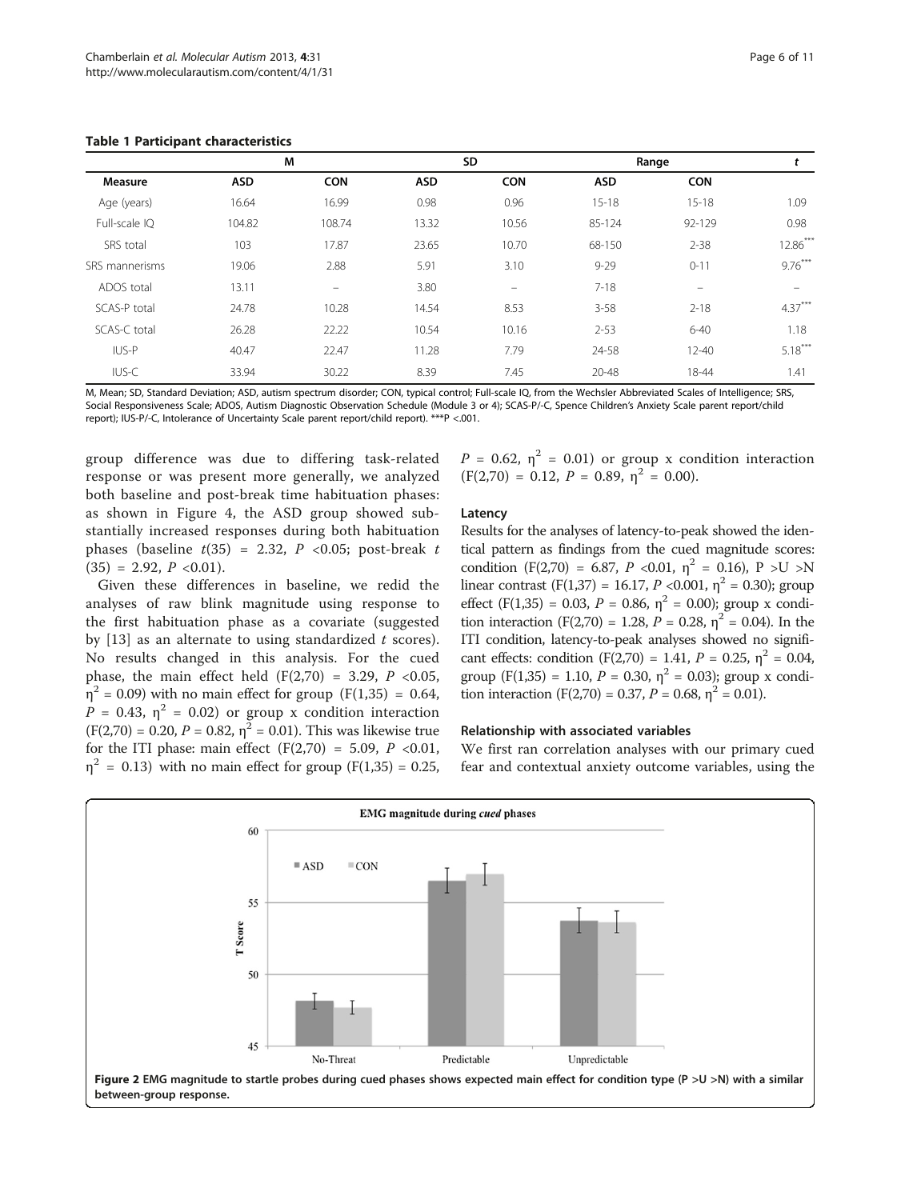**Table 1 Participant characteristics**

| | M | | SD | | Range | | t |
|---|---|---|---|---|---|---|---|
| **Measure** | **ASD** | **CON** | **ASD** | **CON** | **ASD** | **CON** | |
| Age (years) | 16.64 | 16.99 | 0.98 | 0.96 | 15-18 | 15-18 | 1.09 |
| Full-scale IQ | 104.82 | 108.74 | 13.32 | 10.56 | 85-124 | 92-129 | 0.98 |
| SRS total | 103 | 17.87 | 23.65 | 10.70 | 68-150 | 2-38 | 12.86*** |
| SRS mannerisms | 19.06 | 2.88 | 5.91 | 3.10 | 9-29 | 0-11 | 9.76*** |
| ADOS total | 13.11 | – | 3.80 | – | 7-18 | – | – |
| SCAS-P total | 24.78 | 10.28 | 14.54 | 8.53 | 3-58 | 2-18 | 4.37*** |
| SCAS-C total | 26.28 | 22.22 | 10.54 | 10.16 | 2-53 | 6-40 | 1.18 |
| IUS-P | 40.47 | 22.47 | 11.28 | 7.79 | 24-58 | 12-40 | 5.18*** |
| IUS-C | 33.94 | 30.22 | 8.39 | 7.45 | 20-48 | 18-44 | 1.41 |

M, Mean; SD, Standard Deviation; ASD, autism spectrum disorder; CON, typical control; Full-scale IQ, from the Wechsler Abbreviated Scales of Intelligence; SRS, Social Responsiveness Scale; ADOS, Autism Diagnostic Observation Schedule (Module 3 or 4); SCAS-P/-C, Spence Children's Anxiety Scale parent report/child report); IUS-P/-C, Intolerance of Uncertainty Scale parent report/child report). ***P <.001.

group difference was due to differing task-related response or was present more generally, we analyzed both baseline and post-break time habituation phases: as shown in Figure 4, the ASD group showed substantially increased responses during both habituation phases (baseline $t(35) = 2.32$, $P < 0.05$; post-break $t(35) = 2.92$, $P < 0.01$).

Given these differences in baseline, we redid the analyses of raw blink magnitude using response to the first habituation phase as a covariate (suggested by [13] as an alternate to using standardized $t$ scores). No results changed in this analysis. For the cued phase, the main effect held ($F(2,70) = 3.29$, $P < 0.05$, $\eta^2 = 0.09$) with no main effect for group ($F(1,35) = 0.64$, $P = 0.43$, $\eta^2 = 0.02$) or group x condition interaction ($F(2,70) = 0.20$, $P = 0.82$, $\eta^2 = 0.01$). This was likewise true for the ITI phase: main effect ($F(2,70) = 5.09$, $P < 0.01$, $\eta^2 = 0.13$) with no main effect for group ($F(1,35) = 0.25$, $P = 0.62$, $\eta^2 = 0.01$) or group x condition interaction ($F(2,70) = 0.12$, $P = 0.89$, $\eta^2 = 0.00$).

#### Latency

Results for the analyses of latency-to-peak showed the identical pattern as findings from the cued magnitude scores: condition ($F(2,70) = 6.87$, $P < 0.01$, $\eta^2 = 0.16$), P >U >N linear contrast ($F(1,37) = 16.17$, $P < 0.001$, $\eta^2 = 0.30$); group effect ($F(1,35) = 0.03$, $P = 0.86$, $\eta^2 = 0.00$); group x condition interaction ($F(2,70) = 1.28$, $P = 0.28$, $\eta^2 = 0.04$). In the ITI condition, latency-to-peak analyses showed no significant effects: condition ($F(2,70) = 1.41$, $P = 0.25$, $\eta^2 = 0.04$, group ($F(1,35) = 1.10$, $P = 0.30$, $\eta^2 = 0.03$); group x condition interaction ($F(2,70) = 0.37$, $P = 0.68$, $\eta^2 = 0.01$).

#### Relationship with associated variables

We first ran correlation analyses with our primary cued fear and contextual anxiety outcome variables, using the

**Figure 2** EMG magnitude to startle probes during cued phases shows expected main effect for condition type (P >U >N) with a similar between-group response.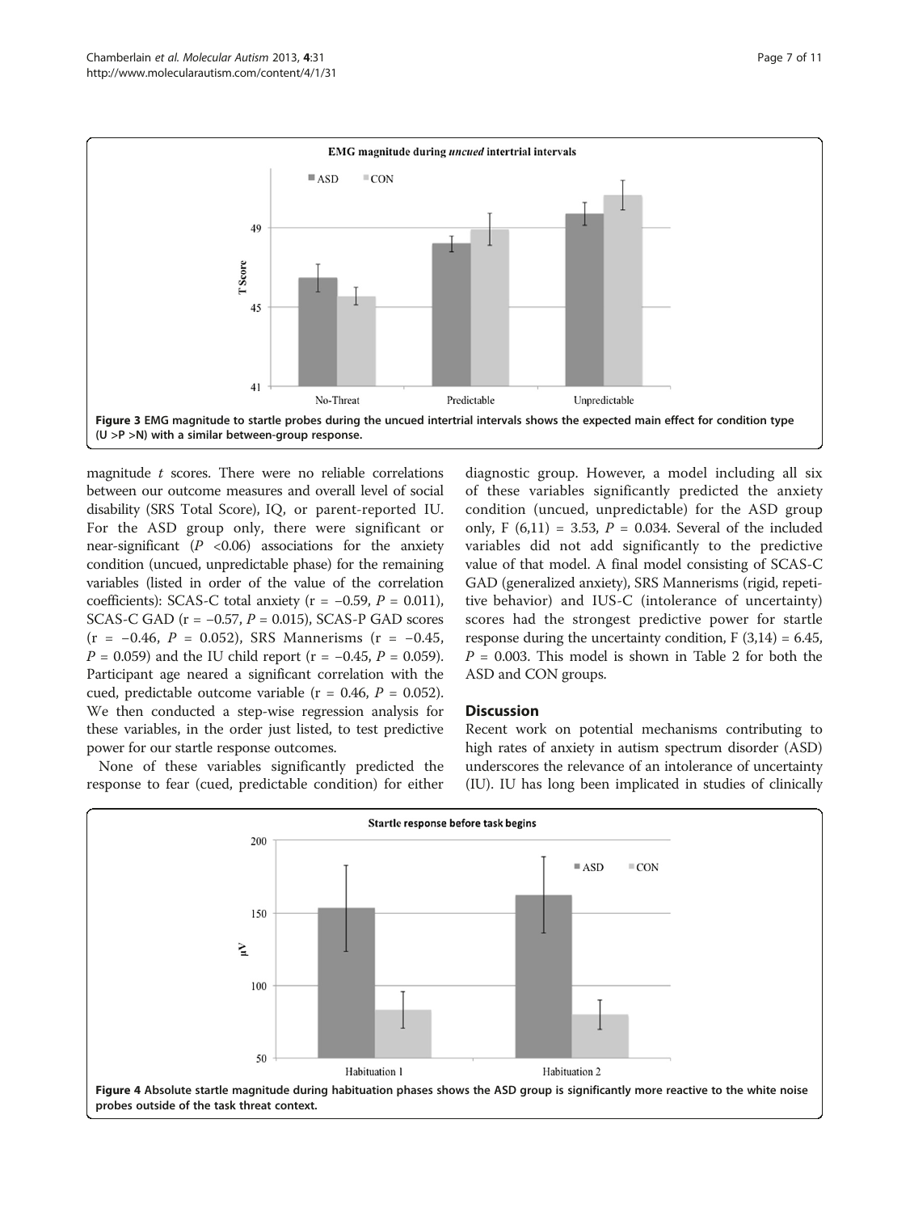Figure 3 EMG magnitude to startle probes during the uncued intertrial intervals shows the expected main effect for condition type (U >P >N) with a similar between-group response.

magnitude *t* scores. There were no reliable correlations between our outcome measures and overall level of social disability (SRS Total Score), IQ, or parent-reported IU. For the ASD group only, there were significant or near-significant ($P < 0.06$) associations for the anxiety condition (uncued, unpredictable phase) for the remaining variables (listed in order of the value of the correlation coefficients): SCAS-C total anxiety ($r = -0.59$, $P = 0.011$), SCAS-C GAD ($r = -0.57$, $P = 0.015$), SCAS-P GAD scores ($r = -0.46$, $P = 0.052$), SRS Mannerisms ($r = -0.45$, $P = 0.059$) and the IU child report ($r = -0.45$, $P = 0.059$). Participant age neared a significant correlation with the cued, predictable outcome variable ($r = 0.46$, $P = 0.052$). We then conducted a step-wise regression analysis for these variables, in the order just listed, to test predictive power for our startle response outcomes.

None of these variables significantly predicted the response to fear (cued, predictable condition) for either diagnostic group. However, a model including all six of these variables significantly predicted the anxiety condition (uncued, unpredictable) for the ASD group only, $F(6,11) = 3.53$, $P = 0.034$. Several of the included variables did not add significantly to the predictive value of that model. A final model consisting of SCAS-C GAD (generalized anxiety), SRS Mannerisms (rigid, repetitive behavior) and IUS-C (intolerance of uncertainty) scores had the strongest predictive power for startle response during the uncertainty condition, $F(3,14) = 6.45$, $P = 0.003$. This model is shown in Table 2 for both the ASD and CON groups.

## Discussion

Recent work on potential mechanisms contributing to high rates of anxiety in autism spectrum disorder (ASD) underscores the relevance of an intolerance of uncertainty (IU). IU has long been implicated in studies of clinically

Figure 4 Absolute startle magnitude during habituation phases shows the ASD group is significantly more reactive to the white noise probes outside of the task threat context.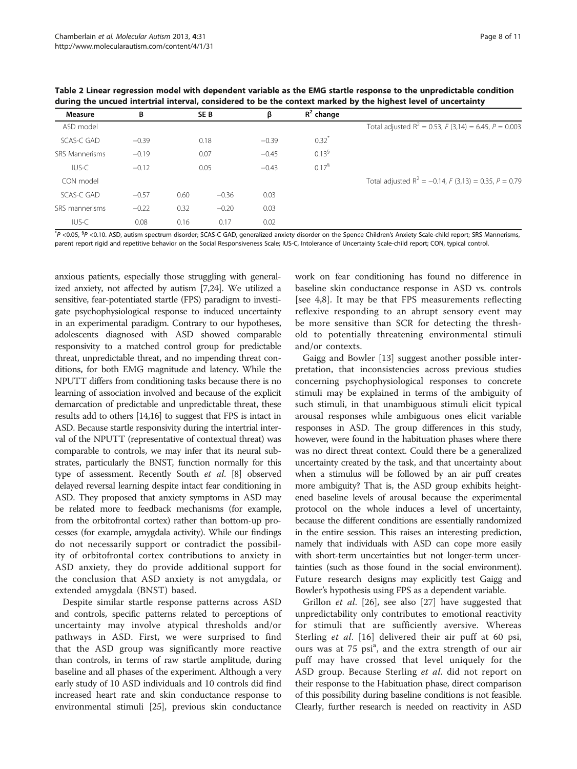**Table 2 Linear regression model with dependent variable as the EMG startle response to the unpredictable condition during the uncued intertrial interval, considered to be the context marked by the highest level of uncertainty**

| Measure | B | SE B | β | $R^2$ change | |
|---|---|---|---|---|---|
| ASD model | | | | | Total adjusted $R^2 = 0.53$, $F(3,14) = 6.45$, $P = 0.003$ |
| SCAS-C GAD | −0.39 | 0.18 | −0.39 | 0.32* | |
| SRS Mannerisms | −0.19 | 0.07 | −0.45 | 0.13§ | |
| IUS-C | −0.12 | 0.05 | −0.43 | 0.17§ | |
| CON model | | | | | Total adjusted $R^2 = -0.14$, $F(3,13) = 0.35$, $P = 0.79$ |
| SCAS-C GAD | −0.57 | 0.60 | −0.36 | 0.03 | |
| SRS mannerisms | −0.22 | 0.32 | −0.20 | 0.03 | |
| IUS-C | 0.08 | 0.16 | 0.17 | 0.02 | |

*$P < 0.05$, §$P < 0.10$. ASD, autism spectrum disorder; SCAS-C GAD, generalized anxiety disorder on the Spence Children's Anxiety Scale-child report; SRS Mannerisms, parent report rigid and repetitive behavior on the Social Responsiveness Scale; IUS-C, Intolerance of Uncertainty Scale-child report; CON, typical control.

anxious patients, especially those struggling with generalized anxiety, not affected by autism [7,24]. We utilized a sensitive, fear-potentiated startle (FPS) paradigm to investigate psychophysiological response to induced uncertainty in an experimental paradigm. Contrary to our hypotheses, adolescents diagnosed with ASD showed comparable responsivity to a matched control group for predictable threat, unpredictable threat, and no impending threat conditions, for both EMG magnitude and latency. While the NPUTT differs from conditioning tasks because there is no learning of association involved and because of the explicit demarcation of predictable and unpredictable threat, these results add to others [14,16] to suggest that FPS is intact in ASD. Because startle responsivity during the intertrial interval of the NPUTT (representative of contextual threat) was comparable to controls, we may infer that its neural substrates, particularly the BNST, function normally for this type of assessment. Recently South *et al.* [8] observed delayed reversal learning despite intact fear conditioning in ASD. They proposed that anxiety symptoms in ASD may be related more to feedback mechanisms (for example, from the orbitofrontal cortex) rather than bottom-up processes (for example, amygdala activity). While our findings do not necessarily support or contradict the possibility of orbitofrontal cortex contributions to anxiety in ASD anxiety, they do provide additional support for the conclusion that ASD anxiety is not amygdala, or extended amygdala (BNST) based.

Despite similar startle response patterns across ASD and controls, specific patterns related to perceptions of uncertainty may involve atypical thresholds and/or pathways in ASD. First, we were surprised to find that the ASD group was significantly more reactive than controls, in terms of raw startle amplitude, during baseline and all phases of the experiment. Although a very early study of 10 ASD individuals and 10 controls did find increased heart rate and skin conductance response to environmental stimuli [25], previous skin conductance work on fear conditioning has found no difference in baseline skin conductance response in ASD vs. controls [see 4,8]. It may be that FPS measurements reflecting reflexive responding to an abrupt sensory event may be more sensitive than SCR for detecting the threshold to potentially threatening environmental stimuli and/or contexts.

Gaigg and Bowler [13] suggest another possible interpretation, that inconsistencies across previous studies concerning psychophysiological responses to concrete stimuli may be explained in terms of the ambiguity of such stimuli, in that unambiguous stimuli elicit typical arousal responses while ambiguous ones elicit variable responses in ASD. The group differences in this study, however, were found in the habituation phases where there was no direct threat context. Could there be a generalized uncertainty created by the task, and that uncertainty about when a stimulus will be followed by an air puff creates more ambiguity? That is, the ASD group exhibits heightened baseline levels of arousal because the experimental protocol on the whole induces a level of uncertainty, because the different conditions are essentially randomized in the entire session. This raises an interesting prediction, namely that individuals with ASD can cope more easily with short-term uncertainties but not longer-term uncertainties (such as those found in the social environment). Future research designs may explicitly test Gaigg and Bowler's hypothesis using FPS as a dependent variable.

Grillon *et al.* [26], see also [27] have suggested that unpredictability only contributes to emotional reactivity for stimuli that are sufficiently aversive. Whereas Sterling *et al.* [16] delivered their air puff at 60 psi, ours was at 75 psi[a], and the extra strength of our air puff may have crossed that level uniquely for the ASD group. Because Sterling *et al.* did not report on their response to the Habituation phase, direct comparison of this possibility during baseline conditions is not feasible. Clearly, further research is needed on reactivity in ASD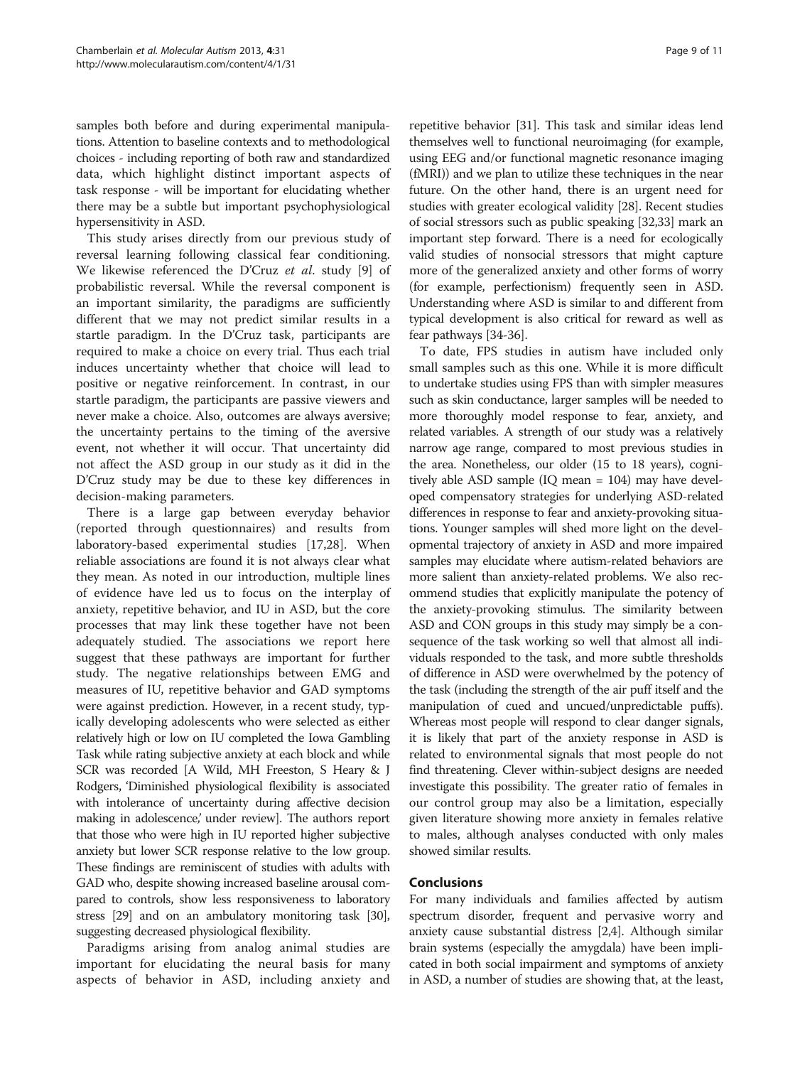samples both before and during experimental manipulations. Attention to baseline contexts and to methodological choices - including reporting of both raw and standardized data, which highlight distinct important aspects of task response - will be important for elucidating whether there may be a subtle but important psychophysiological hypersensitivity in ASD.

This study arises directly from our previous study of reversal learning following classical fear conditioning. We likewise referenced the D'Cruz *et al*. study [9] of probabilistic reversal. While the reversal component is an important similarity, the paradigms are sufficiently different that we may not predict similar results in a startle paradigm. In the D'Cruz task, participants are required to make a choice on every trial. Thus each trial induces uncertainty whether that choice will lead to positive or negative reinforcement. In contrast, in our startle paradigm, the participants are passive viewers and never make a choice. Also, outcomes are always aversive; the uncertainty pertains to the timing of the aversive event, not whether it will occur. That uncertainty did not affect the ASD group in our study as it did in the D'Cruz study may be due to these key differences in decision-making parameters.

There is a large gap between everyday behavior (reported through questionnaires) and results from laboratory-based experimental studies [17,28]. When reliable associations are found it is not always clear what they mean. As noted in our introduction, multiple lines of evidence have led us to focus on the interplay of anxiety, repetitive behavior, and IU in ASD, but the core processes that may link these together have not been adequately studied. The associations we report here suggest that these pathways are important for further study. The negative relationships between EMG and measures of IU, repetitive behavior and GAD symptoms were against prediction. However, in a recent study, typically developing adolescents who were selected as either relatively high or low on IU completed the Iowa Gambling Task while rating subjective anxiety at each block and while SCR was recorded [A Wild, MH Freeston, S Heary & J Rodgers, 'Diminished physiological flexibility is associated with intolerance of uncertainty during affective decision making in adolescence,' under review]. The authors report that those who were high in IU reported higher subjective anxiety but lower SCR response relative to the low group. These findings are reminiscent of studies with adults with GAD who, despite showing increased baseline arousal compared to controls, show less responsiveness to laboratory stress [29] and on an ambulatory monitoring task [30], suggesting decreased physiological flexibility.

Paradigms arising from analog animal studies are important for elucidating the neural basis for many aspects of behavior in ASD, including anxiety and repetitive behavior [31]. This task and similar ideas lend themselves well to functional neuroimaging (for example, using EEG and/or functional magnetic resonance imaging (fMRI)) and we plan to utilize these techniques in the near future. On the other hand, there is an urgent need for studies with greater ecological validity [28]. Recent studies of social stressors such as public speaking [32,33] mark an important step forward. There is a need for ecologically valid studies of nonsocial stressors that might capture more of the generalized anxiety and other forms of worry (for example, perfectionism) frequently seen in ASD. Understanding where ASD is similar to and different from typical development is also critical for reward as well as fear pathways [34-36].

To date, FPS studies in autism have included only small samples such as this one. While it is more difficult to undertake studies using FPS than with simpler measures such as skin conductance, larger samples will be needed to more thoroughly model response to fear, anxiety, and related variables. A strength of our study was a relatively narrow age range, compared to most previous studies in the area. Nonetheless, our older (15 to 18 years), cognitively able ASD sample (IQ mean = 104) may have developed compensatory strategies for underlying ASD-related differences in response to fear and anxiety-provoking situations. Younger samples will shed more light on the developmental trajectory of anxiety in ASD and more impaired samples may elucidate where autism-related behaviors are more salient than anxiety-related problems. We also recommend studies that explicitly manipulate the potency of the anxiety-provoking stimulus. The similarity between ASD and CON groups in this study may simply be a consequence of the task working so well that almost all individuals responded to the task, and more subtle thresholds of difference in ASD were overwhelmed by the potency of the task (including the strength of the air puff itself and the manipulation of cued and uncued/unpredictable puffs). Whereas most people will respond to clear danger signals, it is likely that part of the anxiety response in ASD is related to environmental signals that most people do not find threatening. Clever within-subject designs are needed investigate this possibility. The greater ratio of females in our control group may also be a limitation, especially given literature showing more anxiety in females relative to males, although analyses conducted with only males showed similar results.

## Conclusions

For many individuals and families affected by autism spectrum disorder, frequent and pervasive worry and anxiety cause substantial distress [2,4]. Although similar brain systems (especially the amygdala) have been implicated in both social impairment and symptoms of anxiety in ASD, a number of studies are showing that, at the least,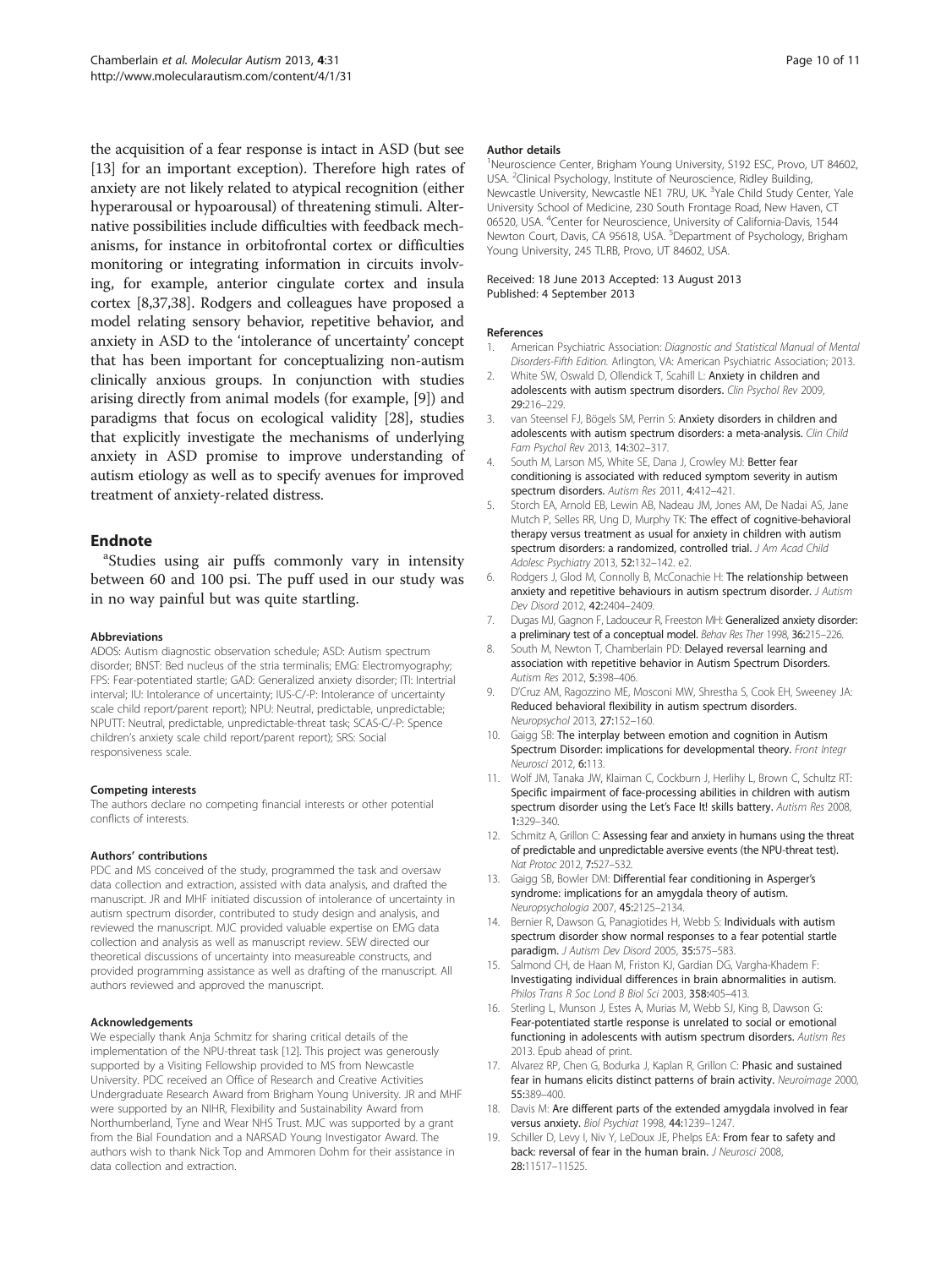the acquisition of a fear response is intact in ASD (but see [13] for an important exception). Therefore high rates of anxiety are not likely related to atypical recognition (either hyperarousal or hypoarousal) of threatening stimuli. Alternative possibilities include difficulties with feedback mechanisms, for instance in orbitofrontal cortex or difficulties monitoring or integrating information in circuits involving, for example, anterior cingulate cortex and insula cortex [8,37,38]. Rodgers and colleagues have proposed a model relating sensory behavior, repetitive behavior, and anxiety in ASD to the 'intolerance of uncertainty' concept that has been important for conceptualizing non-autism clinically anxious groups. In conjunction with studies arising directly from animal models (for example, [9]) and paradigms that focus on ecological validity [28], studies that explicitly investigate the mechanisms of underlying anxiety in ASD promise to improve understanding of autism etiology as well as to specify avenues for improved treatment of anxiety-related distress.

## Endnote

[a]Studies using air puffs commonly vary in intensity between 60 and 100 psi. The puff used in our study was in no way painful but was quite startling.

#### Abbreviations

ADOS: Autism diagnostic observation schedule; ASD: Autism spectrum disorder; BNST: Bed nucleus of the stria terminalis; EMG: Electromyography; FPS: Fear-potentiated startle; GAD: Generalized anxiety disorder; ITI: Intertrial interval; IU: Intolerance of uncertainty; IUS-C/-P: Intolerance of uncertainty scale child report/parent report); NPU: Neutral, predictable, unpredictable; NPUTT: Neutral, predictable, unpredictable-threat task; SCAS-C/-P: Spence children's anxiety scale child report/parent report); SRS: Social responsiveness scale.

#### Competing interests

The authors declare no competing financial interests or other potential conflicts of interests.

#### Authors' contributions

PDC and MS conceived of the study, programmed the task and oversaw data collection and extraction, assisted with data analysis, and drafted the manuscript. JR and MHF initiated discussion of intolerance of uncertainty in autism spectrum disorder, contributed to study design and analysis, and reviewed the manuscript. MJC provided valuable expertise on EMG data collection and analysis as well as manuscript review. SEW directed our theoretical discussions of uncertainty into measureable constructs, and provided programming assistance as well as drafting of the manuscript. All authors reviewed and approved the manuscript.

#### Acknowledgements

We especially thank Anja Schmitz for sharing critical details of the implementation of the NPU-threat task [12]. This project was generously supported by a Visiting Fellowship provided to MS from Newcastle University. PDC received an Office of Research and Creative Activities Undergraduate Research Award from Brigham Young University. JR and MHF were supported by an NIHR, Flexibility and Sustainability Award from Northumberland, Tyne and Wear NHS Trust. MJC was supported by a grant from the Bial Foundation and a NARSAD Young Investigator Award. The authors wish to thank Nick Top and Ammoren Dohm for their assistance in data collection and extraction.

#### Author details

[1]Neuroscience Center, Brigham Young University, S192 ESC, Provo, UT 84602, USA. [2]Clinical Psychology, Institute of Neuroscience, Ridley Building, Newcastle University, Newcastle NE1 7RU, UK. [3]Yale Child Study Center, Yale University School of Medicine, 230 South Frontage Road, New Haven, CT 06520, USA. [4]Center for Neuroscience, University of California-Davis, 1544 Newton Court, Davis, CA 95618, USA. [5]Department of Psychology, Brigham Young University, 245 TLRB, Provo, UT 84602, USA.

Received: 18 June 2013 Accepted: 13 August 2013
Published: 4 September 2013

#### References

1. American Psychiatric Association: *Diagnostic and Statistical Manual of Mental Disorders-Fifth Edition.* Arlington, VA: American Psychiatric Association; 2013.
2. White SW, Oswald D, Ollendick T, Scahill L: **Anxiety in children and adolescents with autism spectrum disorders.** *Clin Psychol Rev* 2009, **29:**216–229.
3. van Steensel FJ, Bögels SM, Perrin S: **Anxiety disorders in children and adolescents with autism spectrum disorders: a meta-analysis.** *Clin Child Fam Psychol Rev* 2013, **14:**302–317.
4. South M, Larson MS, White SE, Dana J, Crowley MJ: **Better fear conditioning is associated with reduced symptom severity in autism spectrum disorders.** *Autism Res* 2011, **4:**412–421.
5. Storch EA, Arnold EB, Lewin AB, Nadeau JM, Jones AM, De Nadai AS, Jane Mutch P, Selles RR, Ung D, Murphy TK: **The effect of cognitive-behavioral therapy versus treatment as usual for anxiety in children with autism spectrum disorders: a randomized, controlled trial.** *J Am Acad Child Adolesc Psychiatry* 2013, **52:**132–142. e2.
6. Rodgers J, Glod M, Connolly B, McConachie H: **The relationship between anxiety and repetitive behaviours in autism spectrum disorder.** *J Autism Dev Disord* 2012, **42:**2404–2409.
7. Dugas MJ, Gagnon F, Ladouceur R, Freeston MH: **Generalized anxiety disorder: a preliminary test of a conceptual model.** *Behav Res Ther* 1998, **36:**215–226.
8. South M, Newton T, Chamberlain PD: **Delayed reversal learning and association with repetitive behavior in Autism Spectrum Disorders.** *Autism Res* 2012, **5:**398–406.
9. D'Cruz AM, Ragozzino ME, Mosconi MW, Shrestha S, Cook EH, Sweeney JA: **Reduced behavioral flexibility in autism spectrum disorders.** *Neuropsychol* 2013, **27:**152–160.
10. Gaigg SB: **The interplay between emotion and cognition in Autism Spectrum Disorder: implications for developmental theory.** *Front Integr Neurosci* 2012, **6:**113.
11. Wolf JM, Tanaka JW, Klaiman C, Cockburn J, Herlihy L, Brown C, Schultz RT: **Specific impairment of face-processing abilities in children with autism spectrum disorder using the Let's Face It! skills battery.** *Autism Res* 2008, **1:**329–340.
12. Schmitz A, Grillon C: **Assessing fear and anxiety in humans using the threat of predictable and unpredictable aversive events (the NPU-threat test).** *Nat Protoc* 2012, **7:**527–532.
13. Gaigg SB, Bowler DM: **Differential fear conditioning in Asperger's syndrome: implications for an amygdala theory of autism.** *Neuropsychologia* 2007, **45:**2125–2134.
14. Bernier R, Dawson G, Panagiotides H, Webb S: **Individuals with autism spectrum disorder show normal responses to a fear potential startle paradigm.** *J Autism Dev Disord* 2005, **35:**575–583.
15. Salmond CH, de Haan M, Friston KJ, Gardian DG, Vargha-Khadem F: **Investigating individual differences in brain abnormalities in autism.** *Philos Trans R Soc Lond B Biol Sci* 2003, **358:**405–413.
16. Sterling L, Munson J, Estes A, Murias M, Webb SJ, King B, Dawson G: **Fear-potentiated startle response is unrelated to social or emotional functioning in adolescents with autism spectrum disorders.** *Autism Res* 2013. Epub ahead of print.
17. Alvarez RP, Chen G, Bodurka J, Kaplan R, Grillon C: **Phasic and sustained fear in humans elicits distinct patterns of brain activity.** *Neuroimage* 2000, **55:**389–400.
18. Davis M: **Are different parts of the extended amygdala involved in fear versus anxiety.** *Biol Psychiat* 1998, **44:**1239–1247.
19. Schiller D, Levy I, Niv Y, LeDoux JE, Phelps EA: **From fear to safety and back: reversal of fear in the human brain.** *J Neurosci* 2008, **28:**11517–11525.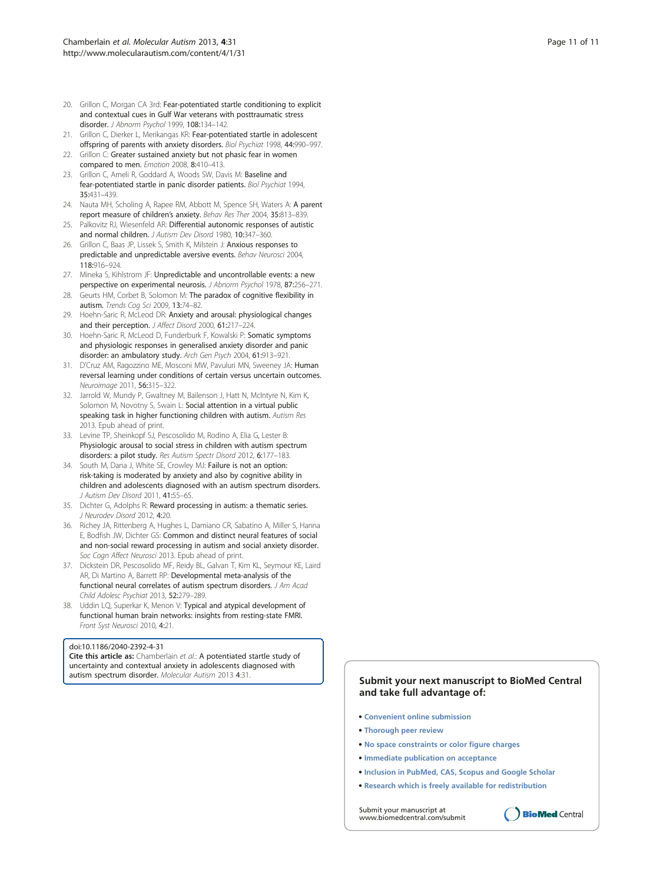20. Grillon C, Morgan CA 3rd: **Fear-potentiated startle conditioning to explicit and contextual cues in Gulf War veterans with posttraumatic stress disorder.** *J Abnorm Psychol* 1999, **108:**134–142.
21. Grillon C, Dierker L, Merikangas KR: **Fear-potentiated startle in adolescent offspring of parents with anxiety disorders.** *Biol Psychiat* 1998, **44:**990–997.
22. Grillon C: **Greater sustained anxiety but not phasic fear in women compared to men.** *Emotion* 2008, **8:**410–413.
23. Grillon C, Ameli R, Goddard A, Woods SW, Davis M: **Baseline and fear-potentiated startle in panic disorder patients.** *Biol Psychiat* 1994, **35:**431–439.
24. Nauta MH, Scholing A, Rapee RM, Abbott M, Spence SH, Waters A: **A parent report measure of children's anxiety.** *Behav Res Ther* 2004, **35:**813–839.
25. Palkovitz RJ, Wiesenfeld AR: **Differential autonomic responses of autistic and normal children.** *J Autism Dev Disord* 1980, **10:**347–360.
26. Grillon C, Baas JP, Lissek S, Smith K, Milstein J: **Anxious responses to predictable and unpredictable aversive events.** *Behav Neurosci* 2004, **118:**916–924.
27. Mineka S, Kihlstrom JF: **Unpredictable and uncontrollable events: a new perspective on experimental neurosis.** *J Abnorm Psychol* 1978, **87:**256–271.
28. Geurts HM, Corbet B, Solomon M: **The paradox of cognitive flexibility in autism.** *Trends Cog Sci* 2009, **13:**74–82.
29. Hoehn-Saric R, McLeod DR: **Anxiety and arousal: physiological changes and their perception.** *J Affect Disord* 2000, **61:**217–224.
30. Hoehn-Saric R, McLeod D, Funderburk F, Kowalski P: **Somatic symptoms and physiologic responses in generalised anxiety disorder and panic disorder: an ambulatory study.** *Arch Gen Psych* 2004, **61:**913–921.
31. D'Cruz AM, Ragozzino ME, Mosconi MW, Pavuluri MN, Sweeney JA: **Human reversal learning under conditions of certain versus uncertain outcomes.** *Neuroimage* 2011, **56:**315–322.
32. Jarrold W, Mundy P, Gwaltney M, Bailenson J, Hatt N, McIntyre N, Kim K, Solomon M, Novotny S, Swain L: **Social attention in a virtual public speaking task in higher functioning children with autism.** *Autism Res* 2013. Epub ahead of print.
33. Levine TP, Sheinkopf SJ, Pescosolido M, Rodino A, Elia G, Lester B: **Physiologic arousal to social stress in children with autism spectrum disorders: a pilot study.** *Res Autism Spectr Disord* 2012, **6:**177–183.
34. South M, Dana J, White SE, Crowley MJ: **Failure is not an option: risk-taking is moderated by anxiety and also by cognitive ability in children and adolescents diagnosed with an autism spectrum disorders.** *J Autism Dev Disord* 2011, **41:**55–65.
35. Dichter G, Adolphs R: **Reward processing in autism: a thematic series.** *J Neurodev Disord* 2012, **4:**20.
36. Richey JA, Rittenberg A, Hughes L, Damiano CR, Sabatino A, Miller S, Hanna E, Bodfish JW, Dichter GS: **Common and distinct neural features of social and non-social reward processing in autism and social anxiety disorder.** *Soc Cogn Affect Neurosci* 2013. Epub ahead of print.
37. Dickstein DR, Pescosolido MF, Reidy BL, Galvan T, Kim KL, Seymour KE, Laird AR, Di Martino A, Barrett RP: **Developmental meta-analysis of the functional neural correlates of autism spectrum disorders.** *J Am Acad Child Adolesc Psychiat* 2013, **52:**279–289.
38. Uddin LQ, Superkar K, Menon V: **Typical and atypical development of functional human brain networks: insights from resting-state FMRI.** *Front Syst Neurosci* 2010, **4:**21.

doi:10.1186/2040-2392-4-31

**Cite this article as:** Chamberlain *et al.*: A potentiated startle study of uncertainty and contextual anxiety in adolescents diagnosed with autism spectrum disorder. *Molecular Autism* 2013 **4**:31.

**Submit your next manuscript to BioMed Central and take full advantage of:**

- **Convenient online submission**
- **Thorough peer review**
- **No space constraints or color figure charges**
- **Immediate publication on acceptance**
- **Inclusion in PubMed, CAS, Scopus and Google Scholar**
- **Research which is freely available for redistribution**

Submit your manuscript at
www.biomedcentral.com/submit

BioMed Central